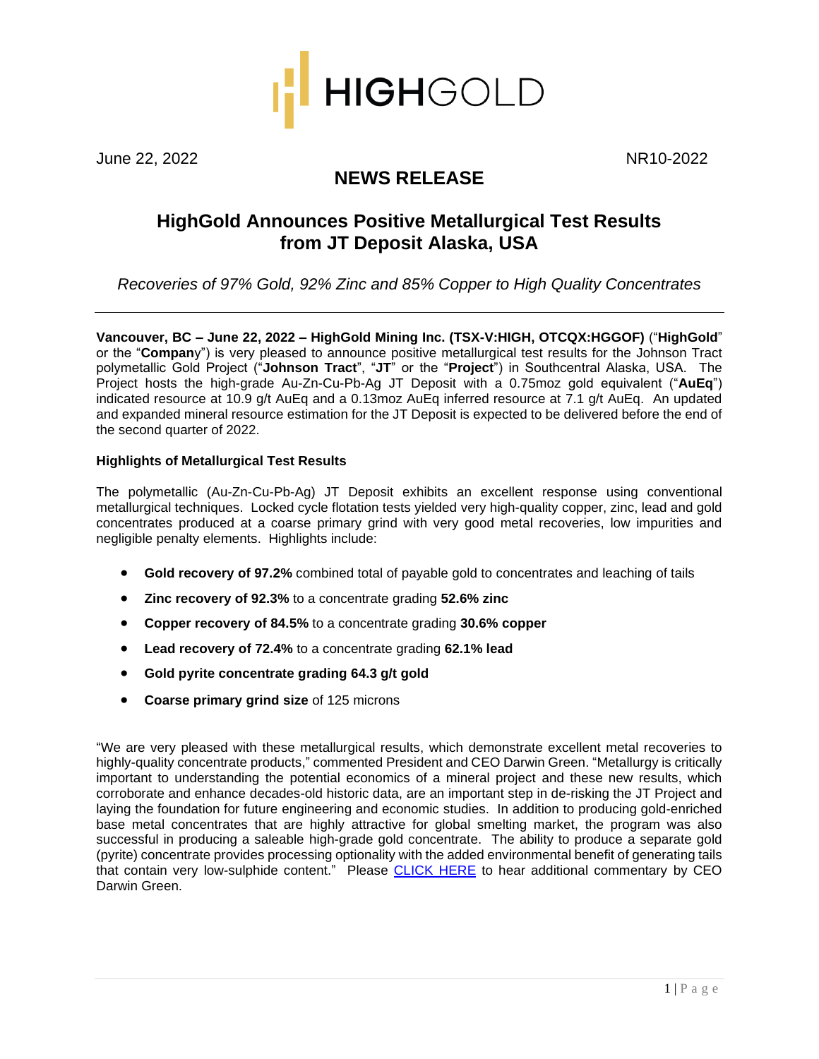HIGHGOLD

June 22, 2022 NR10-2022

# NEWS RELEASE

## HighGold Announces Positive Metallurgical Test Results from JT Deposit Alaska, USA

*Recoveries of 97% Gold, 92% Zinc and 85% Copper to High Quality Concentrates*

---

**Vancouver, BC – June 22, 2022 – HighGold Mining Inc. (TSX-V:HIGH, OTCQX:HGGOF)** ("**HighGold**" or the "**Company**") is very pleased to announce positive metallurgical test results for the Johnson Tract polymetallic Gold Project ("**Johnson Tract**", "**JT**" or the "**Project**") in Southcentral Alaska, USA. The Project hosts the high-grade Au-Zn-Cu-Pb-Ag JT Deposit with a 0.75moz gold equivalent ("**AuEq**") indicated resource at 10.9 g/t AuEq and a 0.13moz AuEq inferred resource at 7.1 g/t AuEq. An updated and expanded mineral resource estimation for the JT Deposit is expected to be delivered before the end of the second quarter of 2022.

### Highlights of Metallurgical Test Results

The polymetallic (Au-Zn-Cu-Pb-Ag) JT Deposit exhibits an excellent response using conventional metallurgical techniques. Locked cycle flotation tests yielded very high-quality copper, zinc, lead and gold concentrates produced at a coarse primary grind with very good metal recoveries, low impurities and negligible penalty elements. Highlights include:

- **Gold recovery of 97.2%** combined total of payable gold to concentrates and leaching of tails
- **Zinc recovery of 92.3%** to a concentrate grading **52.6% zinc**
- **Copper recovery of 84.5%** to a concentrate grading **30.6% copper**
- **Lead recovery of 72.4%** to a concentrate grading **62.1% lead**
- **Gold pyrite concentrate grading 64.3 g/t gold**
- **Coarse primary grind size** of 125 microns

"We are very pleased with these metallurgical results, which demonstrate excellent metal recoveries to highly-quality concentrate products," commented President and CEO Darwin Green. "Metallurgy is critically important to understanding the potential economics of a mineral project and these new results, which corroborate and enhance decades-old historic data, are an important step in de-risking the JT Project and laying the foundation for future engineering and economic studies. In addition to producing gold-enriched base metal concentrates that are highly attractive for global smelting market, the program was also successful in producing a saleable high-grade gold concentrate. The ability to produce a separate gold (pyrite) concentrate provides processing optionality with the added environmental benefit of generating tails that contain very low-sulphide content." Please CLICK HERE to hear additional commentary by CEO Darwin Green.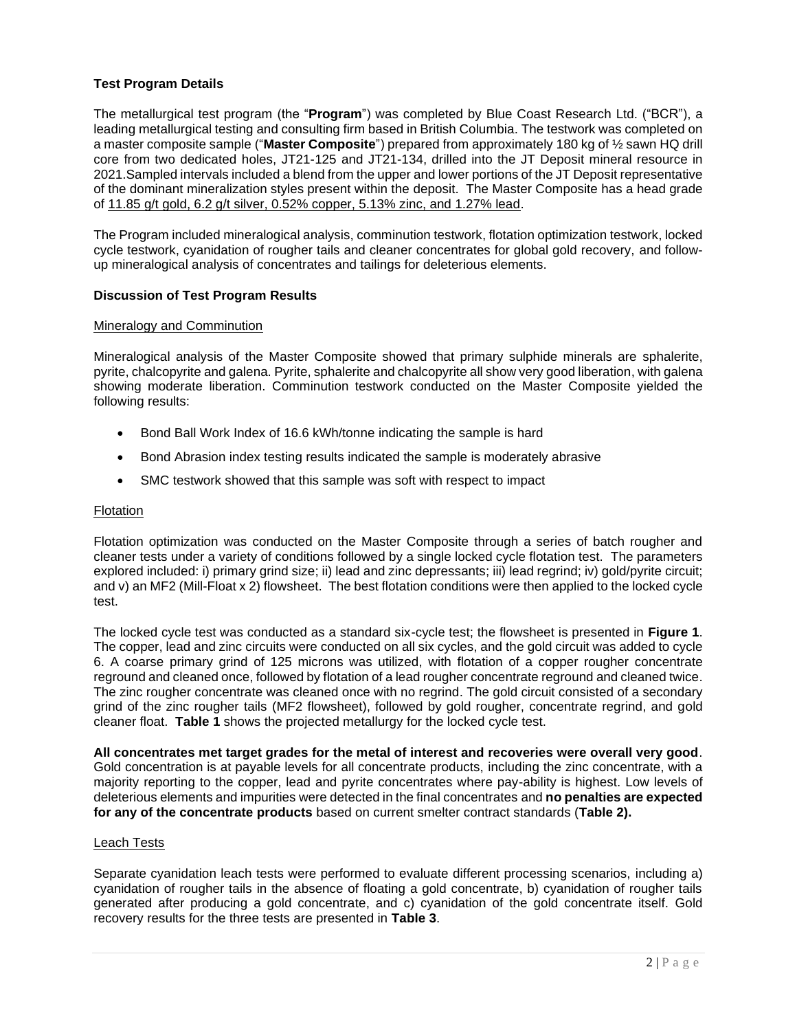## Test Program Details

The metallurgical test program (the "**Program**") was completed by Blue Coast Research Ltd. ("BCR"), a leading metallurgical testing and consulting firm based in British Columbia. The testwork was completed on a master composite sample ("**Master Composite**") prepared from approximately 180 kg of ½ sawn HQ drill core from two dedicated holes, JT21-125 and JT21-134, drilled into the JT Deposit mineral resource in 2021.Sampled intervals included a blend from the upper and lower portions of the JT Deposit representative of the dominant mineralization styles present within the deposit. The Master Composite has a head grade of <u>11.85 g/t gold, 6.2 g/t silver, 0.52% copper, 5.13% zinc, and 1.27% lead</u>.

The Program included mineralogical analysis, comminution testwork, flotation optimization testwork, locked cycle testwork, cyanidation of rougher tails and cleaner concentrates for global gold recovery, and follow-up mineralogical analysis of concentrates and tailings for deleterious elements.

## Discussion of Test Program Results

### Mineralogy and Comminution

Mineralogical analysis of the Master Composite showed that primary sulphide minerals are sphalerite, pyrite, chalcopyrite and galena. Pyrite, sphalerite and chalcopyrite all show very good liberation, with galena showing moderate liberation. Comminution testwork conducted on the Master Composite yielded the following results:

- Bond Ball Work Index of 16.6 kWh/tonne indicating the sample is hard
- Bond Abrasion index testing results indicated the sample is moderately abrasive
- SMC testwork showed that this sample was soft with respect to impact

### Flotation

Flotation optimization was conducted on the Master Composite through a series of batch rougher and cleaner tests under a variety of conditions followed by a single locked cycle flotation test. The parameters explored included: i) primary grind size; ii) lead and zinc depressants; iii) lead regrind; iv) gold/pyrite circuit; and v) an MF2 (Mill-Float x 2) flowsheet. The best flotation conditions were then applied to the locked cycle test.

The locked cycle test was conducted as a standard six-cycle test; the flowsheet is presented in **Figure 1**. The copper, lead and zinc circuits were conducted on all six cycles, and the gold circuit was added to cycle 6. A coarse primary grind of 125 microns was utilized, with flotation of a copper rougher concentrate reground and cleaned once, followed by flotation of a lead rougher concentrate reground and cleaned twice. The zinc rougher concentrate was cleaned once with no regrind. The gold circuit consisted of a secondary grind of the zinc rougher tails (MF2 flowsheet), followed by gold rougher, concentrate regrind, and gold cleaner float. **Table 1** shows the projected metallurgy for the locked cycle test.

**All concentrates met target grades for the metal of interest and recoveries were overall very good**. Gold concentration is at payable levels for all concentrate products, including the zinc concentrate, with a majority reporting to the copper, lead and pyrite concentrates where pay-ability is highest. Low levels of deleterious elements and impurities were detected in the final concentrates and **no penalties are expected for any of the concentrate products** based on current smelter contract standards (**Table 2).**

### Leach Tests

Separate cyanidation leach tests were performed to evaluate different processing scenarios, including a) cyanidation of rougher tails in the absence of floating a gold concentrate, b) cyanidation of rougher tails generated after producing a gold concentrate, and c) cyanidation of the gold concentrate itself. Gold recovery results for the three tests are presented in **Table 3**.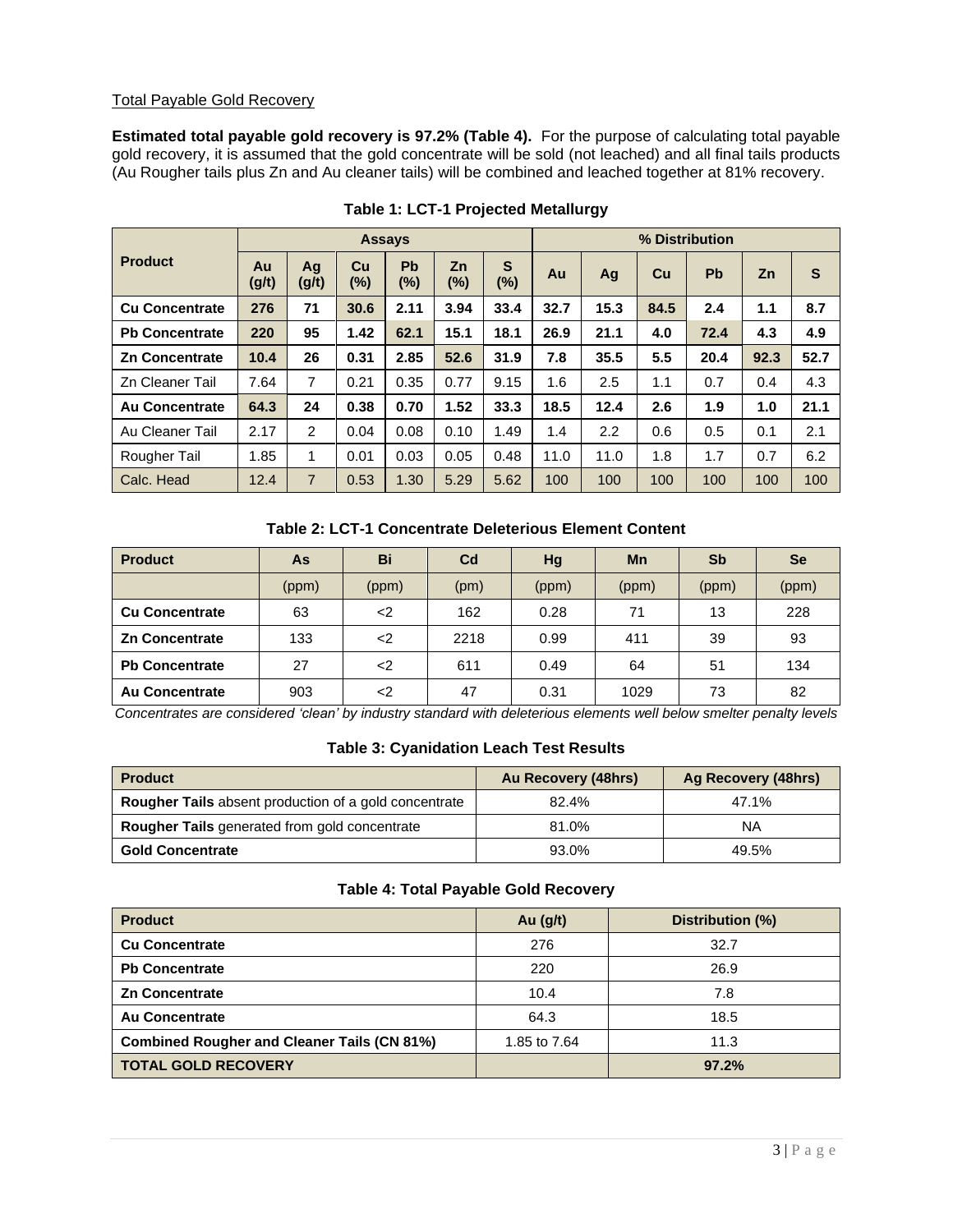Total Payable Gold Recovery

**Estimated total payable gold recovery is 97.2% (Table 4).** For the purpose of calculating total payable gold recovery, it is assumed that the gold concentrate will be sold (not leached) and all final tails products (Au Rougher tails plus Zn and Au cleaner tails) will be combined and leached together at 81% recovery.

**Table 1: LCT-1 Projected Metallurgy**

| Product | Assays | | | | | | % Distribution | | | | | |
|---|---|---|---|---|---|---|---|---|---|---|---|---|
| | Au (g/t) | Ag (g/t) | Cu (%) | Pb (%) | Zn (%) | S (%) | Au | Ag | Cu | Pb | Zn | S |
| **Cu Concentrate** | **276** | **71** | **30.6** | **2.11** | **3.94** | **33.4** | **32.7** | **15.3** | **84.5** | **2.4** | **1.1** | **8.7** |
| **Pb Concentrate** | **220** | **95** | **1.42** | **62.1** | **15.1** | **18.1** | **26.9** | **21.1** | **4.0** | **72.4** | **4.3** | **4.9** |
| **Zn Concentrate** | **10.4** | **26** | **0.31** | **2.85** | **52.6** | **31.9** | **7.8** | **35.5** | **5.5** | **20.4** | **92.3** | **52.7** |
| Zn Cleaner Tail | 7.64 | 7 | 0.21 | 0.35 | 0.77 | 9.15 | 1.6 | 2.5 | 1.1 | 0.7 | 0.4 | 4.3 |
| **Au Concentrate** | **64.3** | **24** | **0.38** | **0.70** | **1.52** | **33.3** | **18.5** | **12.4** | **2.6** | **1.9** | **1.0** | **21.1** |
| Au Cleaner Tail | 2.17 | 2 | 0.04 | 0.08 | 0.10 | 1.49 | 1.4 | 2.2 | 0.6 | 0.5 | 0.1 | 2.1 |
| Rougher Tail | 1.85 | 1 | 0.01 | 0.03 | 0.05 | 0.48 | 11.0 | 11.0 | 1.8 | 1.7 | 0.7 | 6.2 |
| Calc. Head | 12.4 | 7 | 0.53 | 1.30 | 5.29 | 5.62 | 100 | 100 | 100 | 100 | 100 | 100 |

**Table 2: LCT-1 Concentrate Deleterious Element Content**

| Product | As | Bi | Cd | Hg | Mn | Sb | Se |
|---|---|---|---|---|---|---|---|
| | (ppm) | (ppm) | (pm) | (ppm) | (ppm) | (ppm) | (ppm) |
| **Cu Concentrate** | 63 | <2 | 162 | 0.28 | 71 | 13 | 228 |
| **Zn Concentrate** | 133 | <2 | 2218 | 0.99 | 411 | 39 | 93 |
| **Pb Concentrate** | 27 | <2 | 611 | 0.49 | 64 | 51 | 134 |
| **Au Concentrate** | 903 | <2 | 47 | 0.31 | 1029 | 73 | 82 |

*Concentrates are considered 'clean' by industry standard with deleterious elements well below smelter penalty levels*

**Table 3: Cyanidation Leach Test Results**

| Product | Au Recovery (48hrs) | Ag Recovery (48hrs) |
|---|---|---|
| **Rougher Tails** absent production of a gold concentrate | 82.4% | 47.1% |
| **Rougher Tails** generated from gold concentrate | 81.0% | NA |
| **Gold Concentrate** | 93.0% | 49.5% |

**Table 4: Total Payable Gold Recovery**

| Product | Au (g/t) | Distribution (%) |
|---|---|---|
| **Cu Concentrate** | 276 | 32.7 |
| **Pb Concentrate** | 220 | 26.9 |
| **Zn Concentrate** | 10.4 | 7.8 |
| **Au Concentrate** | 64.3 | 18.5 |
| **Combined Rougher and Cleaner Tails (CN 81%)** | 1.85 to 7.64 | 11.3 |
| **TOTAL GOLD RECOVERY** | | **97.2%** |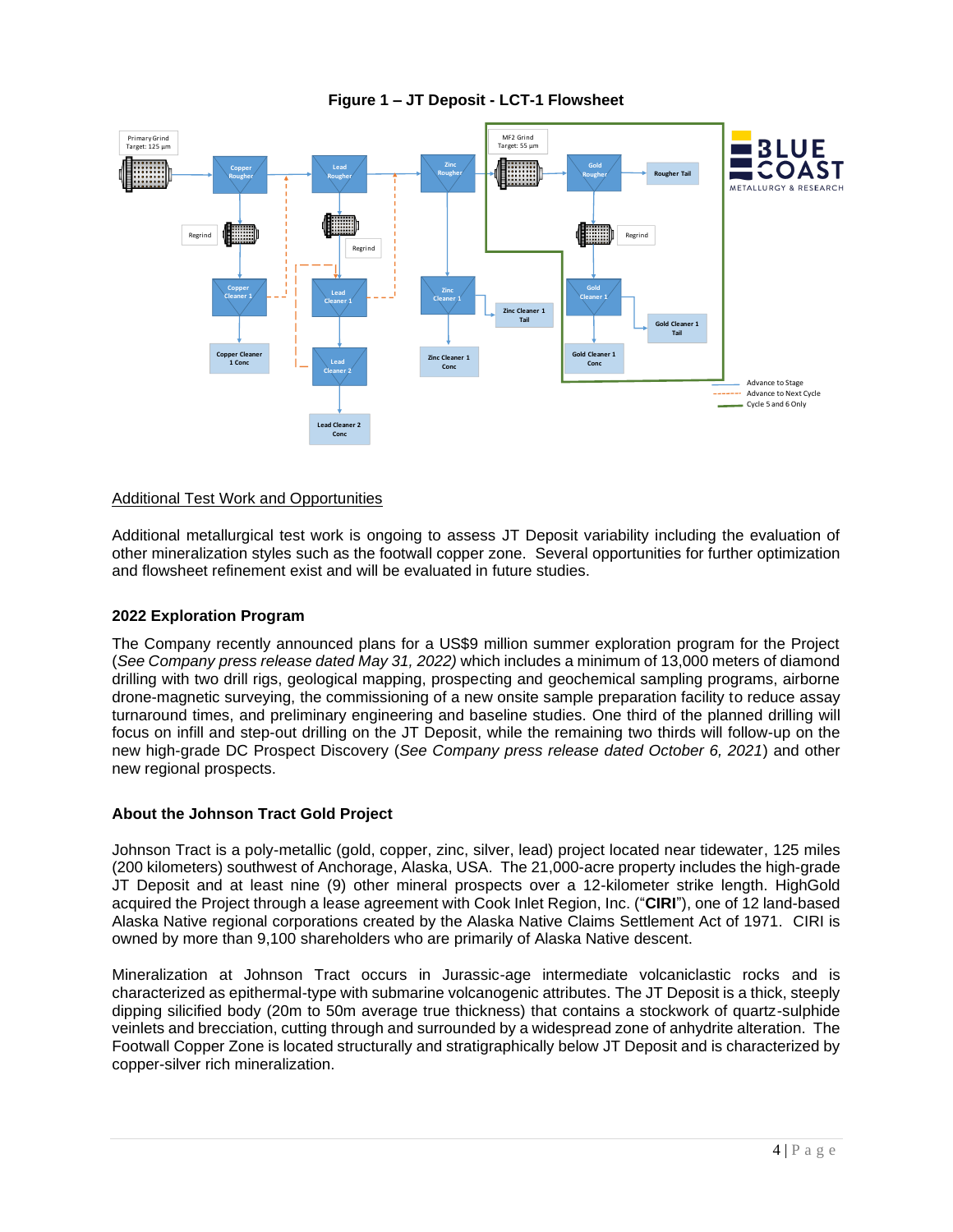**Figure 1 – JT Deposit - LCT-1 Flowsheet**

## Additional Test Work and Opportunities

Additional metallurgical test work is ongoing to assess JT Deposit variability including the evaluation of other mineralization styles such as the footwall copper zone. Several opportunities for further optimization and flowsheet refinement exist and will be evaluated in future studies.

## 2022 Exploration Program

The Company recently announced plans for a US$9 million summer exploration program for the Project (*See Company press release dated May 31, 2022)* which includes a minimum of 13,000 meters of diamond drilling with two drill rigs, geological mapping, prospecting and geochemical sampling programs, airborne drone-magnetic surveying, the commissioning of a new onsite sample preparation facility to reduce assay turnaround times, and preliminary engineering and baseline studies. One third of the planned drilling will focus on infill and step-out drilling on the JT Deposit, while the remaining two thirds will follow-up on the new high-grade DC Prospect Discovery (*See Company press release dated October 6, 2021*) and other new regional prospects.

## About the Johnson Tract Gold Project

Johnson Tract is a poly-metallic (gold, copper, zinc, silver, lead) project located near tidewater, 125 miles (200 kilometers) southwest of Anchorage, Alaska, USA. The 21,000-acre property includes the high-grade JT Deposit and at least nine (9) other mineral prospects over a 12-kilometer strike length. HighGold acquired the Project through a lease agreement with Cook Inlet Region, Inc. ("**CIRI**"), one of 12 land-based Alaska Native regional corporations created by the Alaska Native Claims Settlement Act of 1971. CIRI is owned by more than 9,100 shareholders who are primarily of Alaska Native descent.

Mineralization at Johnson Tract occurs in Jurassic-age intermediate volcaniclastic rocks and is characterized as epithermal-type with submarine volcanogenic attributes. The JT Deposit is a thick, steeply dipping silicified body (20m to 50m average true thickness) that contains a stockwork of quartz-sulphide veinlets and brecciation, cutting through and surrounded by a widespread zone of anhydrite alteration. The Footwall Copper Zone is located structurally and stratigraphically below JT Deposit and is characterized by copper-silver rich mineralization.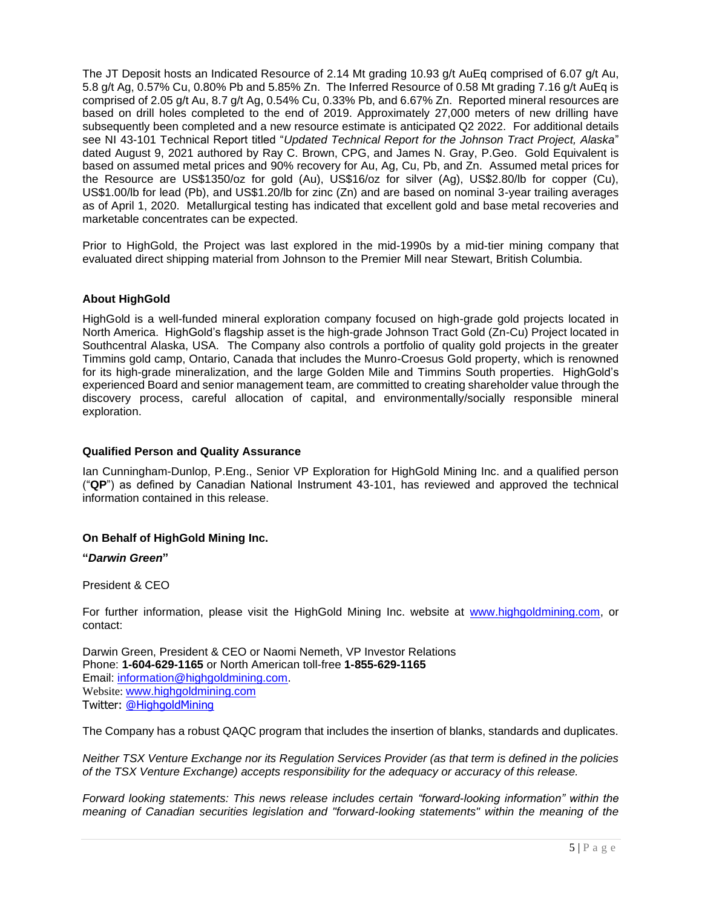The JT Deposit hosts an Indicated Resource of 2.14 Mt grading 10.93 g/t AuEq comprised of 6.07 g/t Au, 5.8 g/t Ag, 0.57% Cu, 0.80% Pb and 5.85% Zn. The Inferred Resource of 0.58 Mt grading 7.16 g/t AuEq is comprised of 2.05 g/t Au, 8.7 g/t Ag, 0.54% Cu, 0.33% Pb, and 6.67% Zn. Reported mineral resources are based on drill holes completed to the end of 2019. Approximately 27,000 meters of new drilling have subsequently been completed and a new resource estimate is anticipated Q2 2022. For additional details see NI 43-101 Technical Report titled "*Updated Technical Report for the Johnson Tract Project, Alaska*" dated August 9, 2021 authored by Ray C. Brown, CPG, and James N. Gray, P.Geo. Gold Equivalent is based on assumed metal prices and 90% recovery for Au, Ag, Cu, Pb, and Zn. Assumed metal prices for the Resource are US$1350/oz for gold (Au), US$16/oz for silver (Ag), US$2.80/lb for copper (Cu), US$1.00/lb for lead (Pb), and US$1.20/lb for zinc (Zn) and are based on nominal 3-year trailing averages as of April 1, 2020. Metallurgical testing has indicated that excellent gold and base metal recoveries and marketable concentrates can be expected.

Prior to HighGold, the Project was last explored in the mid-1990s by a mid-tier mining company that evaluated direct shipping material from Johnson to the Premier Mill near Stewart, British Columbia.

**About HighGold**

HighGold is a well-funded mineral exploration company focused on high-grade gold projects located in North America. HighGold's flagship asset is the high-grade Johnson Tract Gold (Zn-Cu) Project located in Southcentral Alaska, USA. The Company also controls a portfolio of quality gold projects in the greater Timmins gold camp, Ontario, Canada that includes the Munro-Croesus Gold property, which is renowned for its high-grade mineralization, and the large Golden Mile and Timmins South properties. HighGold's experienced Board and senior management team, are committed to creating shareholder value through the discovery process, careful allocation of capital, and environmentally/socially responsible mineral exploration.

**Qualified Person and Quality Assurance**

Ian Cunningham-Dunlop, P.Eng., Senior VP Exploration for HighGold Mining Inc. and a qualified person ("**QP**") as defined by Canadian National Instrument 43-101, has reviewed and approved the technical information contained in this release.

**On Behalf of HighGold Mining Inc.**

**"*Darwin Green*"**

President & CEO

For further information, please visit the HighGold Mining Inc. website at www.highgoldmining.com, or contact:

Darwin Green, President & CEO or Naomi Nemeth, VP Investor Relations
Phone: **1-604-629-1165** or North American toll-free **1-855-629-1165**
Email: information@highgoldmining.com.
Website: www.highgoldmining.com
Twitter: @HighgoldMining

The Company has a robust QAQC program that includes the insertion of blanks, standards and duplicates.

*Neither TSX Venture Exchange nor its Regulation Services Provider (as that term is defined in the policies of the TSX Venture Exchange) accepts responsibility for the adequacy or accuracy of this release.*

*Forward looking statements: This news release includes certain "forward-looking information" within the meaning of Canadian securities legislation and "forward-looking statements" within the meaning of the*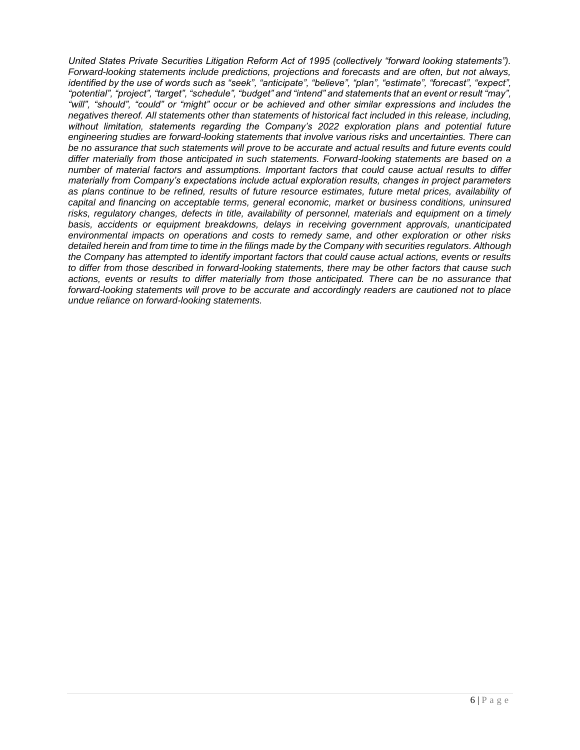*United States Private Securities Litigation Reform Act of 1995 (collectively "forward looking statements"). Forward-looking statements include predictions, projections and forecasts and are often, but not always, identified by the use of words such as "seek", "anticipate", "believe", "plan", "estimate", "forecast", "expect", "potential", "project", "target", "schedule", "budget" and "intend" and statements that an event or result "may", "will", "should", "could" or "might" occur or be achieved and other similar expressions and includes the negatives thereof. All statements other than statements of historical fact included in this release, including, without limitation, statements regarding the Company's 2022 exploration plans and potential future engineering studies are forward-looking statements that involve various risks and uncertainties. There can be no assurance that such statements will prove to be accurate and actual results and future events could differ materially from those anticipated in such statements. Forward-looking statements are based on a number of material factors and assumptions. Important factors that could cause actual results to differ materially from Company's expectations include actual exploration results, changes in project parameters as plans continue to be refined, results of future resource estimates, future metal prices, availability of capital and financing on acceptable terms, general economic, market or business conditions, uninsured risks, regulatory changes, defects in title, availability of personnel, materials and equipment on a timely basis, accidents or equipment breakdowns, delays in receiving government approvals, unanticipated environmental impacts on operations and costs to remedy same, and other exploration or other risks detailed herein and from time to time in the filings made by the Company with securities regulators. Although the Company has attempted to identify important factors that could cause actual actions, events or results to differ from those described in forward-looking statements, there may be other factors that cause such actions, events or results to differ materially from those anticipated. There can be no assurance that forward-looking statements will prove to be accurate and accordingly readers are cautioned not to place undue reliance on forward-looking statements.*